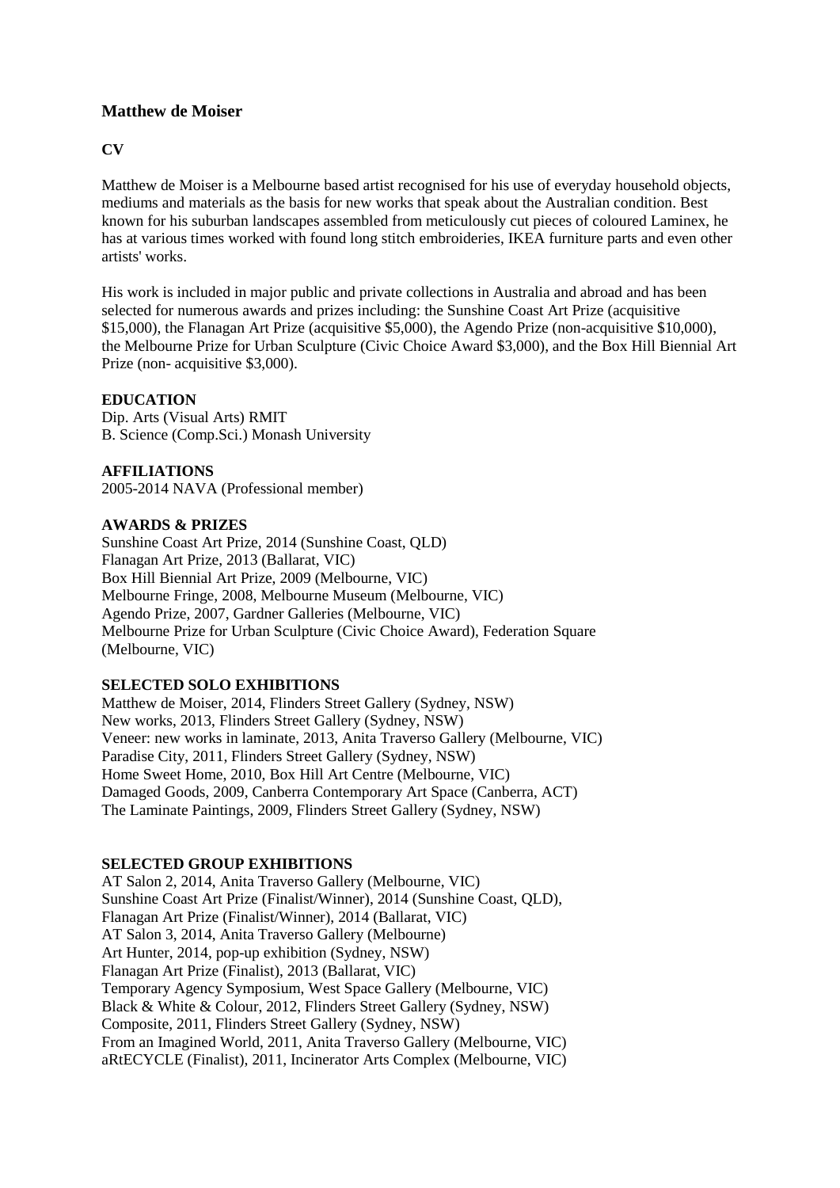## Matthew de Moiser

**CV**

Matthew de Moiser is a Melbourne based artist recognised for his use of everyday household objects, mediums and materials as the basis for new works that speak about the Australian condition. Best known for his suburban landscapes assembled from meticulously cut pieces of coloured Laminex, he has at various times worked with found long stitch embroideries, IKEA furniture parts and even other artists' works.

His work is included in major public and private collections in Australia and abroad and has been selected for numerous awards and prizes including: the Sunshine Coast Art Prize (acquisitive $15,000), the Flanagan Art Prize (acquisitive $5,000), the Agendo Prize (non-acquisitive $10,000), the Melbourne Prize for Urban Sculpture (Civic Choice Award $3,000), and the Box Hill Biennial Art Prize (non- acquisitive $3,000).

**EDUCATION**
Dip. Arts (Visual Arts) RMIT
B. Science (Comp.Sci.) Monash University

**AFFILIATIONS**
2005-2014 NAVA (Professional member)

**AWARDS & PRIZES**
Sunshine Coast Art Prize, 2014 (Sunshine Coast, QLD)
Flanagan Art Prize, 2013 (Ballarat, VIC)
Box Hill Biennial Art Prize, 2009 (Melbourne, VIC)
Melbourne Fringe, 2008, Melbourne Museum (Melbourne, VIC)
Agendo Prize, 2007, Gardner Galleries (Melbourne, VIC)
Melbourne Prize for Urban Sculpture (Civic Choice Award), Federation Square (Melbourne, VIC)

**SELECTED SOLO EXHIBITIONS**
Matthew de Moiser, 2014, Flinders Street Gallery (Sydney, NSW)
New works, 2013, Flinders Street Gallery (Sydney, NSW)
Veneer: new works in laminate, 2013, Anita Traverso Gallery (Melbourne, VIC)
Paradise City, 2011, Flinders Street Gallery (Sydney, NSW)
Home Sweet Home, 2010, Box Hill Art Centre (Melbourne, VIC)
Damaged Goods, 2009, Canberra Contemporary Art Space (Canberra, ACT)
The Laminate Paintings, 2009, Flinders Street Gallery (Sydney, NSW)

**SELECTED GROUP EXHIBITIONS**
AT Salon 2, 2014, Anita Traverso Gallery (Melbourne, VIC)
Sunshine Coast Art Prize (Finalist/Winner), 2014 (Sunshine Coast, QLD),
Flanagan Art Prize (Finalist/Winner), 2014 (Ballarat, VIC)
AT Salon 3, 2014, Anita Traverso Gallery (Melbourne)
Art Hunter, 2014, pop-up exhibition (Sydney, NSW)
Flanagan Art Prize (Finalist), 2013 (Ballarat, VIC)
Temporary Agency Symposium, West Space Gallery (Melbourne, VIC)
Black & White & Colour, 2012, Flinders Street Gallery (Sydney, NSW)
Composite, 2011, Flinders Street Gallery (Sydney, NSW)
From an Imagined World, 2011, Anita Traverso Gallery (Melbourne, VIC)
aRtECYCLE (Finalist), 2011, Incinerator Arts Complex (Melbourne, VIC)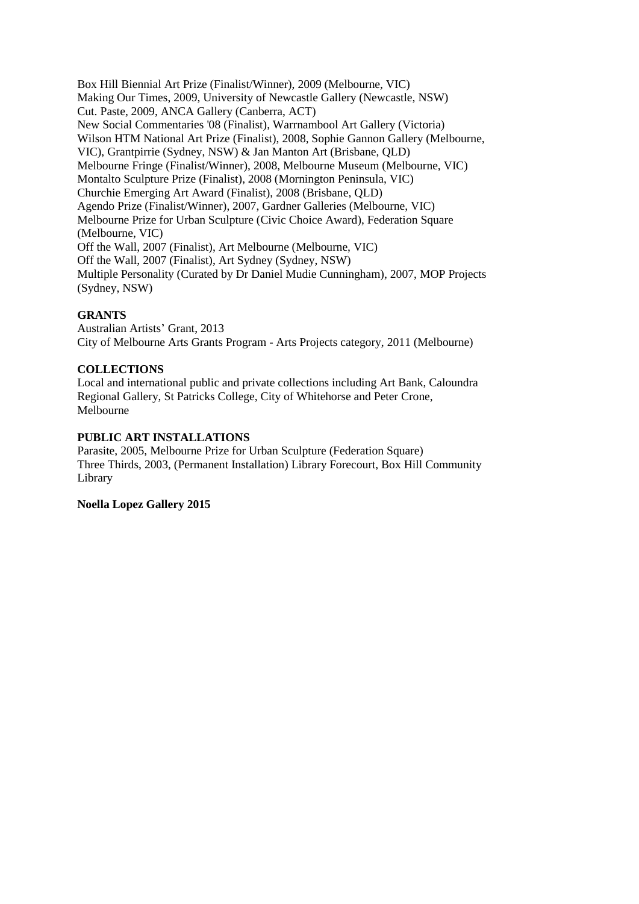Box Hill Biennial Art Prize (Finalist/Winner), 2009 (Melbourne, VIC)
Making Our Times, 2009, University of Newcastle Gallery (Newcastle, NSW)
Cut. Paste, 2009, ANCA Gallery (Canberra, ACT)
New Social Commentaries '08 (Finalist), Warrnambool Art Gallery (Victoria)
Wilson HTM National Art Prize (Finalist), 2008, Sophie Gannon Gallery (Melbourne, VIC), Grantpirrie (Sydney, NSW) & Jan Manton Art (Brisbane, QLD)
Melbourne Fringe (Finalist/Winner), 2008, Melbourne Museum (Melbourne, VIC)
Montalto Sculpture Prize (Finalist), 2008 (Mornington Peninsula, VIC)
Churchie Emerging Art Award (Finalist), 2008 (Brisbane, QLD)
Agendo Prize (Finalist/Winner), 2007, Gardner Galleries (Melbourne, VIC)
Melbourne Prize for Urban Sculpture (Civic Choice Award), Federation Square (Melbourne, VIC)
Off the Wall, 2007 (Finalist), Art Melbourne (Melbourne, VIC)
Off the Wall, 2007 (Finalist), Art Sydney (Sydney, NSW)
Multiple Personality (Curated by Dr Daniel Mudie Cunningham), 2007, MOP Projects (Sydney, NSW)

**GRANTS**

Australian Artists' Grant, 2013
City of Melbourne Arts Grants Program - Arts Projects category, 2011 (Melbourne)

**COLLECTIONS**

Local and international public and private collections including Art Bank, Caloundra Regional Gallery, St Patricks College, City of Whitehorse and Peter Crone, Melbourne

**PUBLIC ART INSTALLATIONS**

Parasite, 2005, Melbourne Prize for Urban Sculpture (Federation Square)
Three Thirds, 2003, (Permanent Installation) Library Forecourt, Box Hill Community Library

**Noella Lopez Gallery 2015**